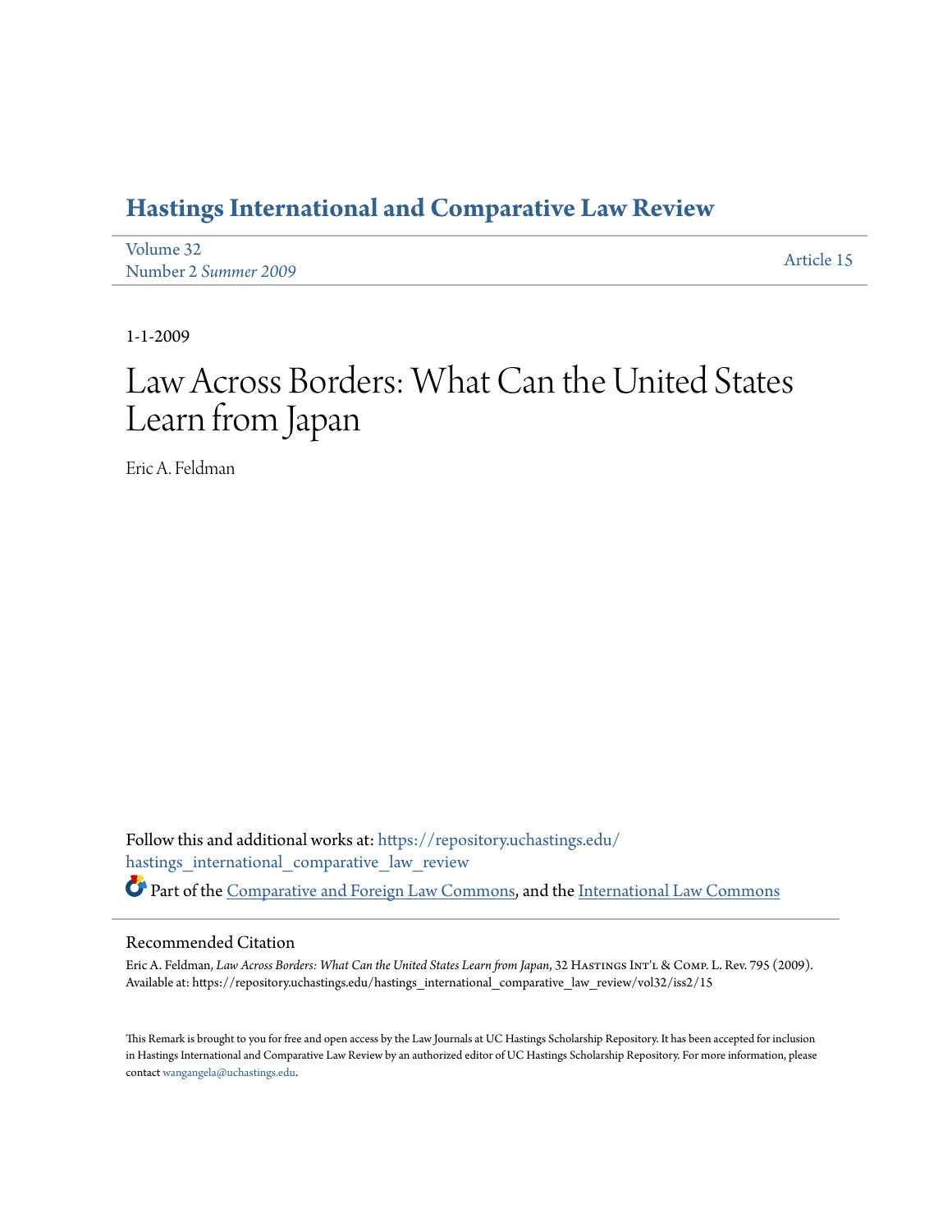# Hastings International and Comparative Law Review

Volume 32
Number 2 *Summer 2009*

Article 15

1-1-2009

# Law Across Borders: What Can the United States Learn from Japan

Eric A. Feldman

Follow this and additional works at: https://repository.uchastings.edu/hastings_international_comparative_law_review

Part of the Comparative and Foreign Law Commons, and the International Law Commons

## Recommended Citation

Eric A. Feldman, *Law Across Borders: What Can the United States Learn from Japan*, 32 Hastings Int'l & Comp. L. Rev. 795 (2009).
Available at: https://repository.uchastings.edu/hastings_international_comparative_law_review/vol32/iss2/15

This Remark is brought to you for free and open access by the Law Journals at UC Hastings Scholarship Repository. It has been accepted for inclusion in Hastings International and Comparative Law Review by an authorized editor of UC Hastings Scholarship Repository. For more information, please contact wangangela@uchastings.edu.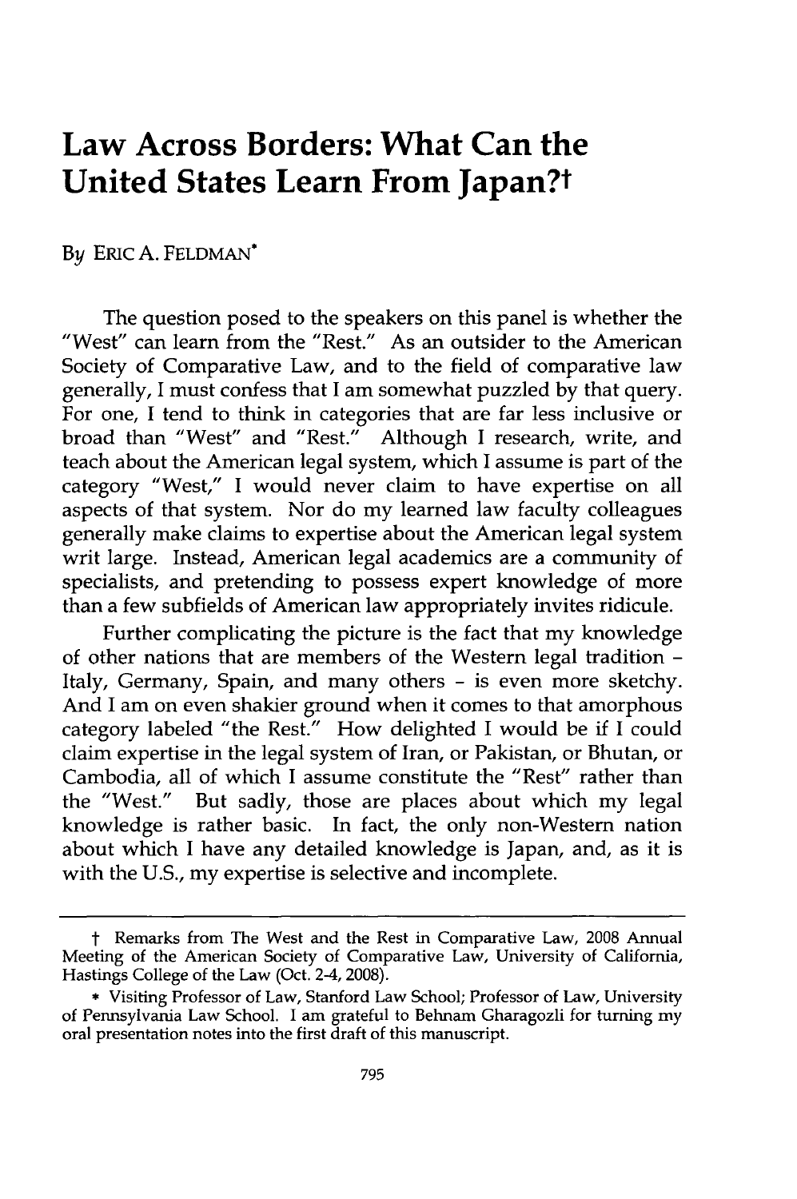# Law Across Borders: What Can the United States Learn From Japan?†

By ERIC A. FELDMAN*

The question posed to the speakers on this panel is whether the "West" can learn from the "Rest." As an outsider to the American Society of Comparative Law, and to the field of comparative law generally, I must confess that I am somewhat puzzled by that query. For one, I tend to think in categories that are far less inclusive or broad than "West" and "Rest." Although I research, write, and teach about the American legal system, which I assume is part of the category "West," I would never claim to have expertise on all aspects of that system. Nor do my learned law faculty colleagues generally make claims to expertise about the American legal system writ large. Instead, American legal academics are a community of specialists, and pretending to possess expert knowledge of more than a few subfields of American law appropriately invites ridicule.

Further complicating the picture is the fact that my knowledge of other nations that are members of the Western legal tradition - Italy, Germany, Spain, and many others - is even more sketchy. And I am on even shakier ground when it comes to that amorphous category labeled "the Rest." How delighted I would be if I could claim expertise in the legal system of Iran, or Pakistan, or Bhutan, or Cambodia, all of which I assume constitute the "Rest" rather than the "West." But sadly, those are places about which my legal knowledge is rather basic. In fact, the only non-Western nation about which I have any detailed knowledge is Japan, and, as it is with the U.S., my expertise is selective and incomplete.

---

† Remarks from The West and the Rest in Comparative Law, 2008 Annual Meeting of the American Society of Comparative Law, University of California, Hastings College of the Law (Oct. 2-4, 2008).

\* Visiting Professor of Law, Stanford Law School; Professor of Law, University of Pennsylvania Law School. I am grateful to Behnam Gharagozli for turning my oral presentation notes into the first draft of this manuscript.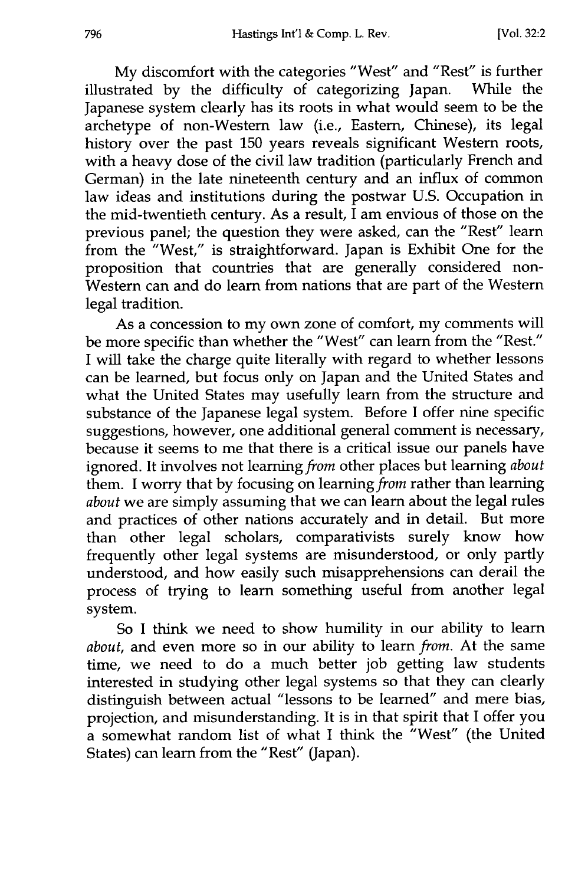My discomfort with the categories "West" and "Rest" is further illustrated by the difficulty of categorizing Japan. While the Japanese system clearly has its roots in what would seem to be the archetype of non-Western law (i.e., Eastern, Chinese), its legal history over the past 150 years reveals significant Western roots, with a heavy dose of the civil law tradition (particularly French and German) in the late nineteenth century and an influx of common law ideas and institutions during the postwar U.S. Occupation in the mid-twentieth century. As a result, I am envious of those on the previous panel; the question they were asked, can the "Rest" learn from the "West," is straightforward. Japan is Exhibit One for the proposition that countries that are generally considered non-Western can and do learn from nations that are part of the Western legal tradition.

As a concession to my own zone of comfort, my comments will be more specific than whether the "West" can learn from the "Rest." I will take the charge quite literally with regard to whether lessons can be learned, but focus only on Japan and the United States and what the United States may usefully learn from the structure and substance of the Japanese legal system. Before I offer nine specific suggestions, however, one additional general comment is necessary, because it seems to me that there is a critical issue our panels have ignored. It involves not learning *from* other places but learning *about* them. I worry that by focusing on learning *from* rather than learning *about* we are simply assuming that we can learn about the legal rules and practices of other nations accurately and in detail. But more than other legal scholars, comparativists surely know how frequently other legal systems are misunderstood, or only partly understood, and how easily such misapprehensions can derail the process of trying to learn something useful from another legal system.

So I think we need to show humility in our ability to learn *about*, and even more so in our ability to learn *from*. At the same time, we need to do a much better job getting law students interested in studying other legal systems so that they can clearly distinguish between actual "lessons to be learned" and mere bias, projection, and misunderstanding. It is in that spirit that I offer you a somewhat random list of what I think the "West" (the United States) can learn from the "Rest" (Japan).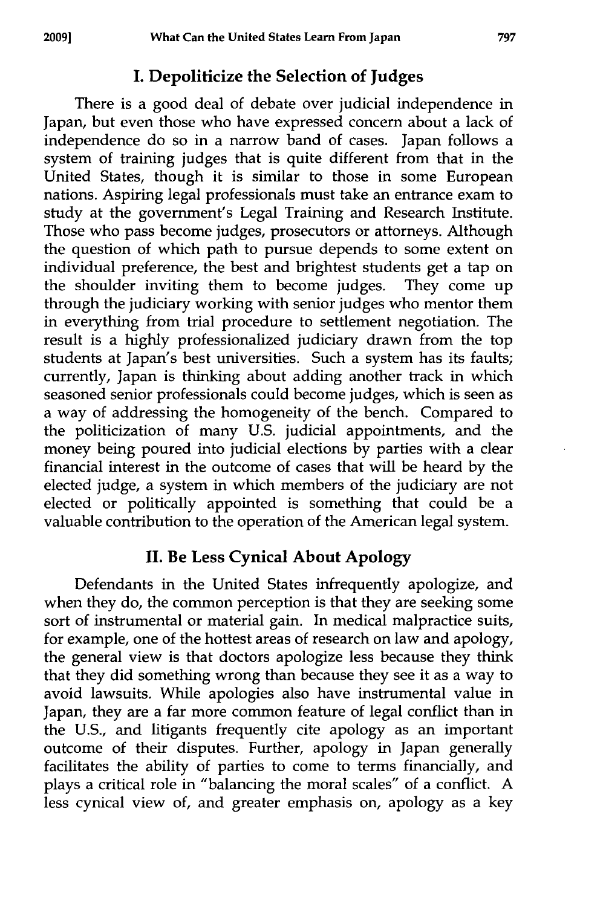## I. Depoliticize the Selection of Judges

There is a good deal of debate over judicial independence in Japan, but even those who have expressed concern about a lack of independence do so in a narrow band of cases. Japan follows a system of training judges that is quite different from that in the United States, though it is similar to those in some European nations. Aspiring legal professionals must take an entrance exam to study at the government's Legal Training and Research Institute. Those who pass become judges, prosecutors or attorneys. Although the question of which path to pursue depends to some extent on individual preference, the best and brightest students get a tap on the shoulder inviting them to become judges. They come up through the judiciary working with senior judges who mentor them in everything from trial procedure to settlement negotiation. The result is a highly professionalized judiciary drawn from the top students at Japan's best universities. Such a system has its faults; currently, Japan is thinking about adding another track in which seasoned senior professionals could become judges, which is seen as a way of addressing the homogeneity of the bench. Compared to the politicization of many U.S. judicial appointments, and the money being poured into judicial elections by parties with a clear financial interest in the outcome of cases that will be heard by the elected judge, a system in which members of the judiciary are not elected or politically appointed is something that could be a valuable contribution to the operation of the American legal system.

## II. Be Less Cynical About Apology

Defendants in the United States infrequently apologize, and when they do, the common perception is that they are seeking some sort of instrumental or material gain. In medical malpractice suits, for example, one of the hottest areas of research on law and apology, the general view is that doctors apologize less because they think that they did something wrong than because they see it as a way to avoid lawsuits. While apologies also have instrumental value in Japan, they are a far more common feature of legal conflict than in the U.S., and litigants frequently cite apology as an important outcome of their disputes. Further, apology in Japan generally facilitates the ability of parties to come to terms financially, and plays a critical role in "balancing the moral scales" of a conflict. A less cynical view of, and greater emphasis on, apology as a key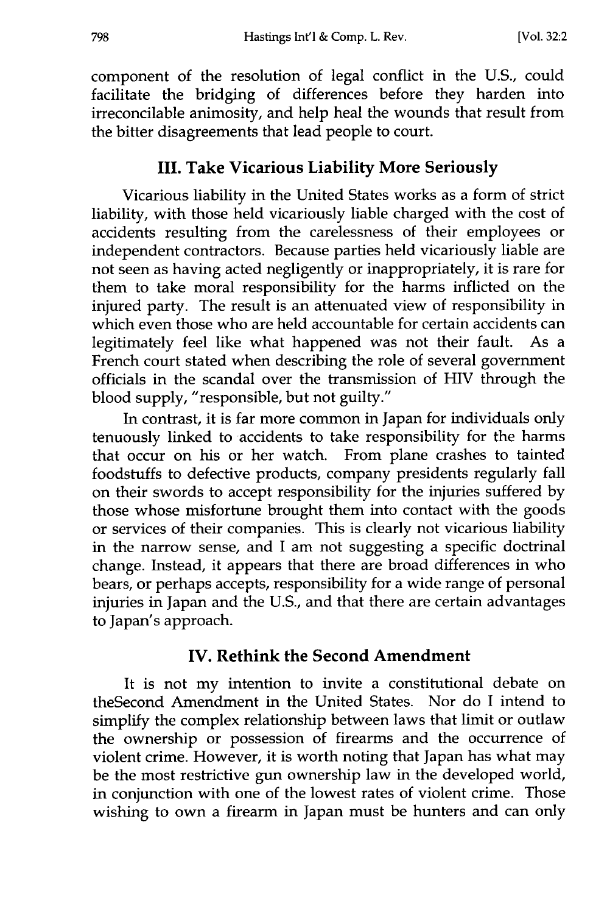component of the resolution of legal conflict in the U.S., could facilitate the bridging of differences before they harden into irreconcilable animosity, and help heal the wounds that result from the bitter disagreements that lead people to court.

## III. Take Vicarious Liability More Seriously

Vicarious liability in the United States works as a form of strict liability, with those held vicariously liable charged with the cost of accidents resulting from the carelessness of their employees or independent contractors. Because parties held vicariously liable are not seen as having acted negligently or inappropriately, it is rare for them to take moral responsibility for the harms inflicted on the injured party. The result is an attenuated view of responsibility in which even those who are held accountable for certain accidents can legitimately feel like what happened was not their fault. As a French court stated when describing the role of several government officials in the scandal over the transmission of HIV through the blood supply, "responsible, but not guilty."

In contrast, it is far more common in Japan for individuals only tenuously linked to accidents to take responsibility for the harms that occur on his or her watch. From plane crashes to tainted foodstuffs to defective products, company presidents regularly fall on their swords to accept responsibility for the injuries suffered by those whose misfortune brought them into contact with the goods or services of their companies. This is clearly not vicarious liability in the narrow sense, and I am not suggesting a specific doctrinal change. Instead, it appears that there are broad differences in who bears, or perhaps accepts, responsibility for a wide range of personal injuries in Japan and the U.S., and that there are certain advantages to Japan's approach.

## IV. Rethink the Second Amendment

It is not my intention to invite a constitutional debate on theSecond Amendment in the United States. Nor do I intend to simplify the complex relationship between laws that limit or outlaw the ownership or possession of firearms and the occurrence of violent crime. However, it is worth noting that Japan has what may be the most restrictive gun ownership law in the developed world, in conjunction with one of the lowest rates of violent crime. Those wishing to own a firearm in Japan must be hunters and can only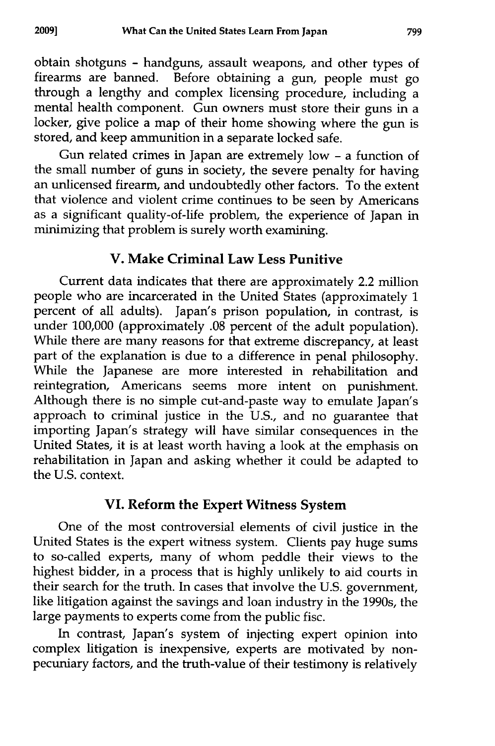obtain shotguns - handguns, assault weapons, and other types of firearms are banned. Before obtaining a gun, people must go through a lengthy and complex licensing procedure, including a mental health component. Gun owners must store their guns in a locker, give police a map of their home showing where the gun is stored, and keep ammunition in a separate locked safe.

Gun related crimes in Japan are extremely low - a function of the small number of guns in society, the severe penalty for having an unlicensed firearm, and undoubtedly other factors. To the extent that violence and violent crime continues to be seen by Americans as a significant quality-of-life problem, the experience of Japan in minimizing that problem is surely worth examining.

## V. Make Criminal Law Less Punitive

Current data indicates that there are approximately 2.2 million people who are incarcerated in the United States (approximately 1 percent of all adults). Japan's prison population, in contrast, is under 100,000 (approximately .08 percent of the adult population). While there are many reasons for that extreme discrepancy, at least part of the explanation is due to a difference in penal philosophy. While the Japanese are more interested in rehabilitation and reintegration, Americans seems more intent on punishment. Although there is no simple cut-and-paste way to emulate Japan's approach to criminal justice in the U.S., and no guarantee that importing Japan's strategy will have similar consequences in the United States, it is at least worth having a look at the emphasis on rehabilitation in Japan and asking whether it could be adapted to the U.S. context.

## VI. Reform the Expert Witness System

One of the most controversial elements of civil justice in the United States is the expert witness system. Clients pay huge sums to so-called experts, many of whom peddle their views to the highest bidder, in a process that is highly unlikely to aid courts in their search for the truth. In cases that involve the U.S. government, like litigation against the savings and loan industry in the 1990s, the large payments to experts come from the public fisc.

In contrast, Japan's system of injecting expert opinion into complex litigation is inexpensive, experts are motivated by non-pecuniary factors, and the truth-value of their testimony is relatively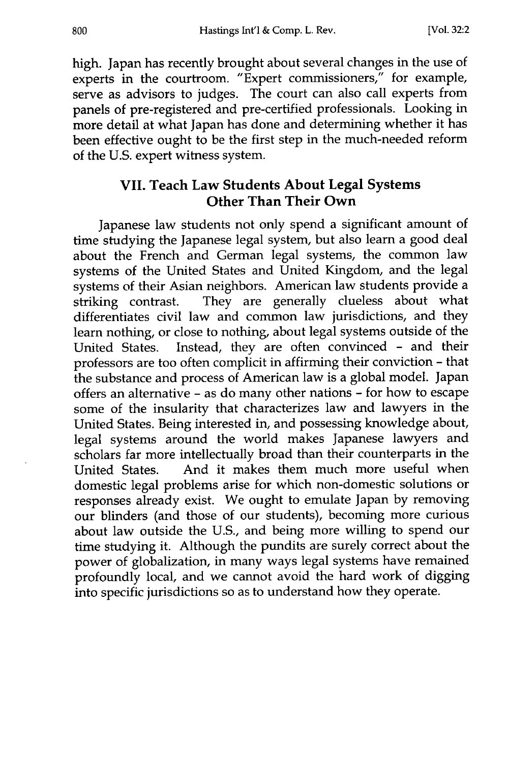high. Japan has recently brought about several changes in the use of experts in the courtroom. "Expert commissioners," for example, serve as advisors to judges. The court can also call experts from panels of pre-registered and pre-certified professionals. Looking in more detail at what Japan has done and determining whether it has been effective ought to be the first step in the much-needed reform of the U.S. expert witness system.

## VII. Teach Law Students About Legal Systems Other Than Their Own

Japanese law students not only spend a significant amount of time studying the Japanese legal system, but also learn a good deal about the French and German legal systems, the common law systems of the United States and United Kingdom, and the legal systems of their Asian neighbors. American law students provide a striking contrast. They are generally clueless about what differentiates civil law and common law jurisdictions, and they learn nothing, or close to nothing, about legal systems outside of the United States. Instead, they are often convinced - and their professors are too often complicit in affirming their conviction - that the substance and process of American law is a global model. Japan offers an alternative - as do many other nations - for how to escape some of the insularity that characterizes law and lawyers in the United States. Being interested in, and possessing knowledge about, legal systems around the world makes Japanese lawyers and scholars far more intellectually broad than their counterparts in the United States. And it makes them much more useful when domestic legal problems arise for which non-domestic solutions or responses already exist. We ought to emulate Japan by removing our blinders (and those of our students), becoming more curious about law outside the U.S., and being more willing to spend our time studying it. Although the pundits are surely correct about the power of globalization, in many ways legal systems have remained profoundly local, and we cannot avoid the hard work of digging into specific jurisdictions so as to understand how they operate.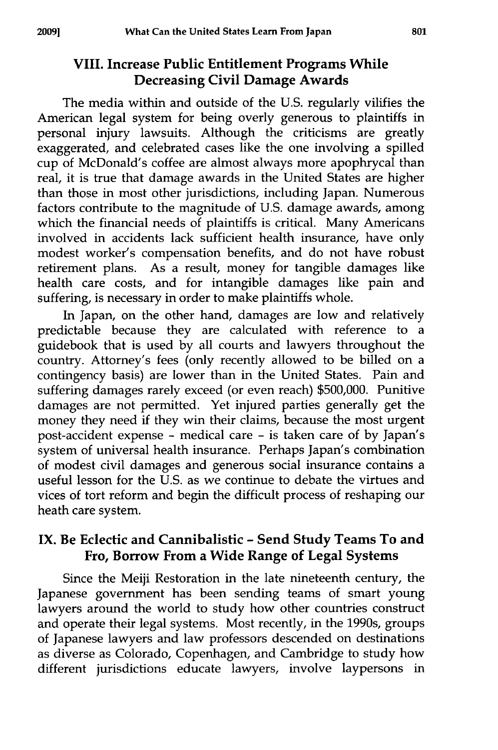## VIII. Increase Public Entitlement Programs While Decreasing Civil Damage Awards

The media within and outside of the U.S. regularly vilifies the American legal system for being overly generous to plaintiffs in personal injury lawsuits. Although the criticisms are greatly exaggerated, and celebrated cases like the one involving a spilled cup of McDonald's coffee are almost always more apophrycal than real, it is true that damage awards in the United States are higher than those in most other jurisdictions, including Japan. Numerous factors contribute to the magnitude of U.S. damage awards, among which the financial needs of plaintiffs is critical. Many Americans involved in accidents lack sufficient health insurance, have only modest worker's compensation benefits, and do not have robust retirement plans. As a result, money for tangible damages like health care costs, and for intangible damages like pain and suffering, is necessary in order to make plaintiffs whole.

In Japan, on the other hand, damages are low and relatively predictable because they are calculated with reference to a guidebook that is used by all courts and lawyers throughout the country. Attorney's fees (only recently allowed to be billed on a contingency basis) are lower than in the United States. Pain and suffering damages rarely exceed (or even reach) $500,000. Punitive damages are not permitted. Yet injured parties generally get the money they need if they win their claims, because the most urgent post-accident expense - medical care - is taken care of by Japan's system of universal health insurance. Perhaps Japan's combination of modest civil damages and generous social insurance contains a useful lesson for the U.S. as we continue to debate the virtues and vices of tort reform and begin the difficult process of reshaping our heath care system.

## IX. Be Eclectic and Cannibalistic - Send Study Teams To and Fro, Borrow From a Wide Range of Legal Systems

Since the Meiji Restoration in the late nineteenth century, the Japanese government has been sending teams of smart young lawyers around the world to study how other countries construct and operate their legal systems. Most recently, in the 1990s, groups of Japanese lawyers and law professors descended on destinations as diverse as Colorado, Copenhagen, and Cambridge to study how different jurisdictions educate lawyers, involve laypersons in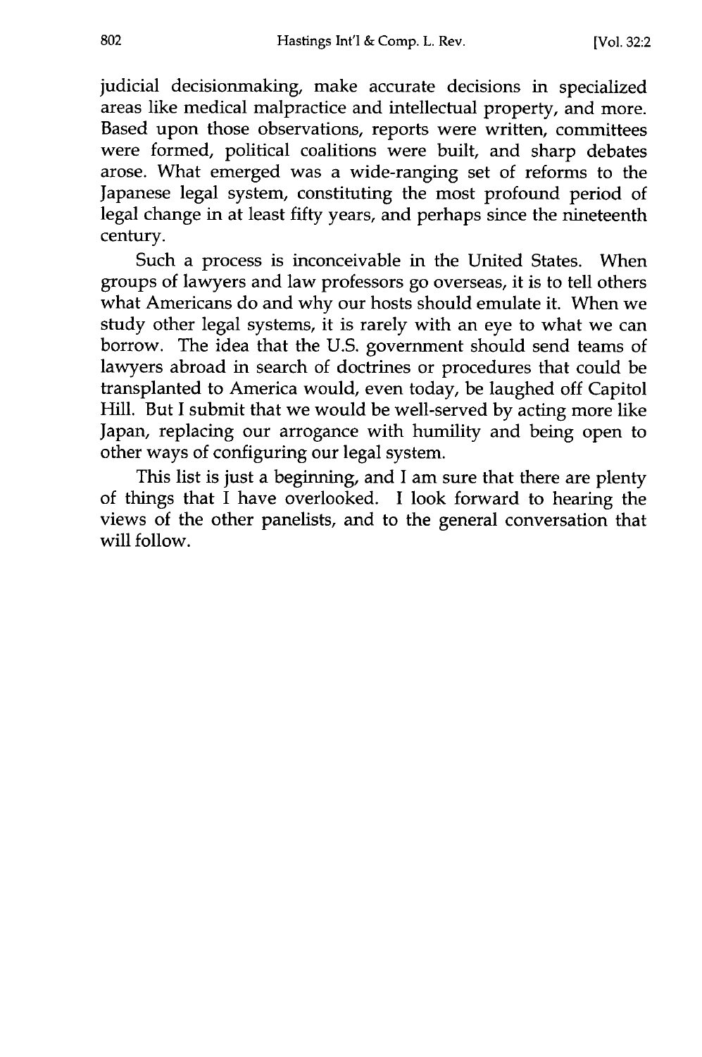judicial decisionmaking, make accurate decisions in specialized areas like medical malpractice and intellectual property, and more. Based upon those observations, reports were written, committees were formed, political coalitions were built, and sharp debates arose. What emerged was a wide-ranging set of reforms to the Japanese legal system, constituting the most profound period of legal change in at least fifty years, and perhaps since the nineteenth century.

Such a process is inconceivable in the United States. When groups of lawyers and law professors go overseas, it is to tell others what Americans do and why our hosts should emulate it. When we study other legal systems, it is rarely with an eye to what we can borrow. The idea that the U.S. government should send teams of lawyers abroad in search of doctrines or procedures that could be transplanted to America would, even today, be laughed off Capitol Hill. But I submit that we would be well-served by acting more like Japan, replacing our arrogance with humility and being open to other ways of configuring our legal system.

This list is just a beginning, and I am sure that there are plenty of things that I have overlooked. I look forward to hearing the views of the other panelists, and to the general conversation that will follow.